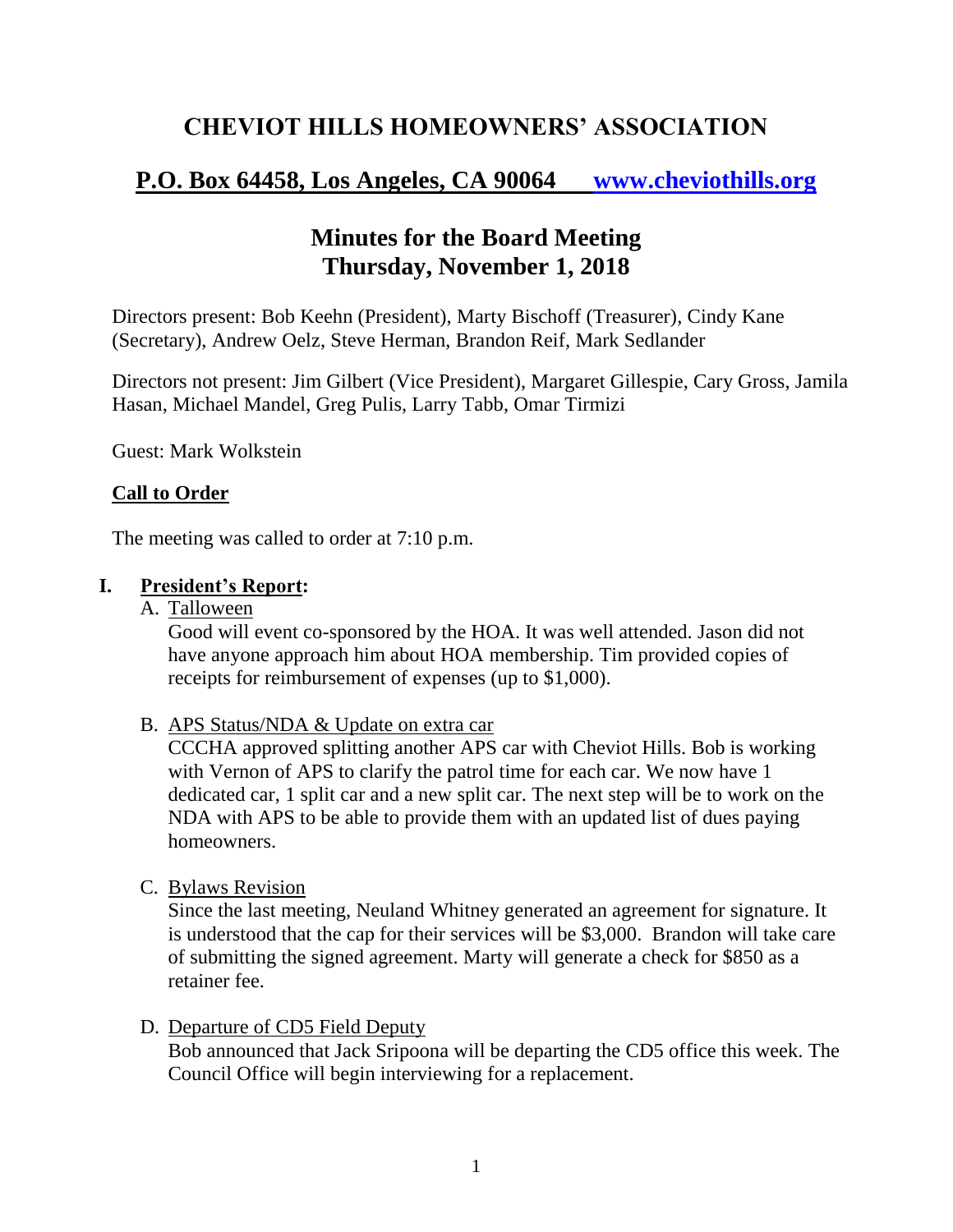# CHEVIOT HILLS HOMEOWNERS' ASSOCIATION

## P.O. Box 64458, Los Angeles, CA 90064 [www.cheviothills.org](http://www.cheviothills.org)

## Minutes for the Board Meeting
## Thursday, November 1, 2018

Directors present: Bob Keehn (President), Marty Bischoff (Treasurer), Cindy Kane (Secretary), Andrew Oelz, Steve Herman, Brandon Reif, Mark Sedlander

Directors not present: Jim Gilbert (Vice President), Margaret Gillespie, Cary Gross, Jamila Hasan, Michael Mandel, Greg Pulis, Larry Tabb, Omar Tirmizi

Guest: Mark Wolkstein

### Call to Order

The meeting was called to order at 7:10 p.m.

### I. President's Report:

A. Talloween

Good will event co-sponsored by the HOA. It was well attended. Jason did not have anyone approach him about HOA membership. Tim provided copies of receipts for reimbursement of expenses (up to $1,000).

B. APS Status/NDA & Update on extra car

CCCHA approved splitting another APS car with Cheviot Hills. Bob is working with Vernon of APS to clarify the patrol time for each car. We now have 1 dedicated car, 1 split car and a new split car. The next step will be to work on the NDA with APS to be able to provide them with an updated list of dues paying homeowners.

C. Bylaws Revision

Since the last meeting, Neuland Whitney generated an agreement for signature. It is understood that the cap for their services will be $3,000. Brandon will take care of submitting the signed agreement. Marty will generate a check for $850 as a retainer fee.

D. Departure of CD5 Field Deputy

Bob announced that Jack Sripoona will be departing the CD5 office this week. The Council Office will begin interviewing for a replacement.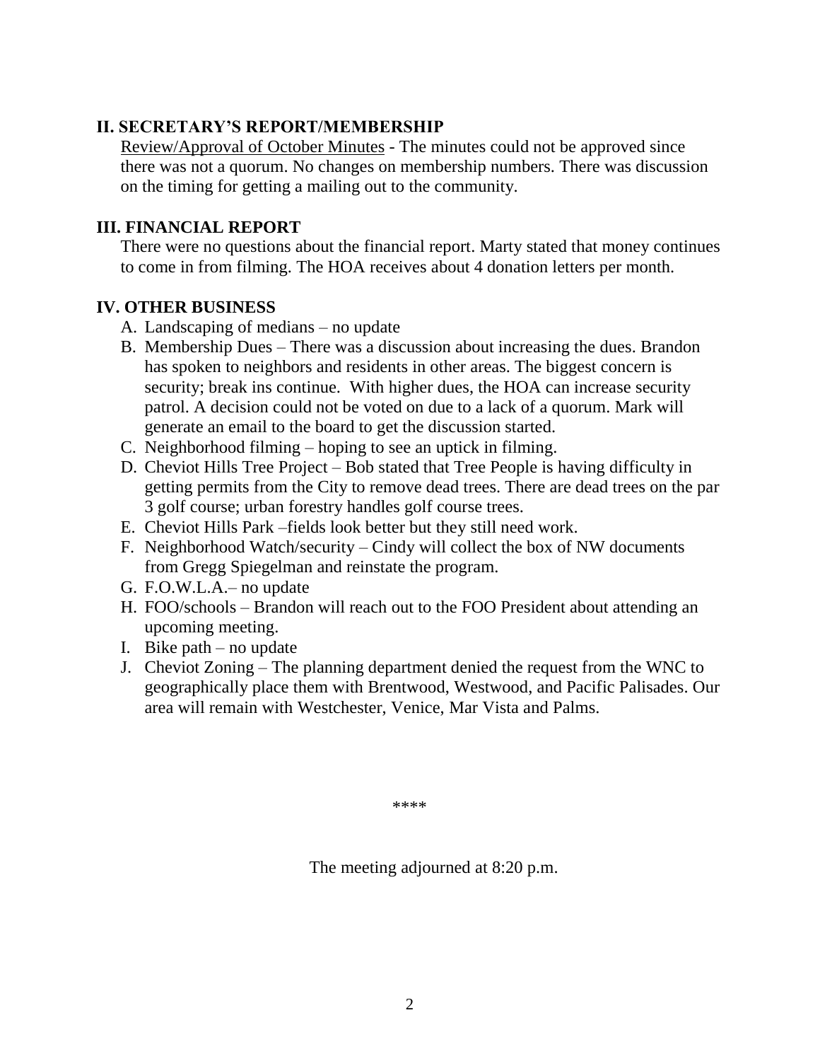## II. SECRETARY'S REPORT/MEMBERSHIP

Review/Approval of October Minutes - The minutes could not be approved since there was not a quorum. No changes on membership numbers. There was discussion on the timing for getting a mailing out to the community.

## III. FINANCIAL REPORT

There were no questions about the financial report. Marty stated that money continues to come in from filming. The HOA receives about 4 donation letters per month.

## IV. OTHER BUSINESS

A. Landscaping of medians – no update
B. Membership Dues – There was a discussion about increasing the dues. Brandon has spoken to neighbors and residents in other areas. The biggest concern is security; break ins continue. With higher dues, the HOA can increase security patrol. A decision could not be voted on due to a lack of a quorum. Mark will generate an email to the board to get the discussion started.
C. Neighborhood filming – hoping to see an uptick in filming.
D. Cheviot Hills Tree Project – Bob stated that Tree People is having difficulty in getting permits from the City to remove dead trees. There are dead trees on the par 3 golf course; urban forestry handles golf course trees.
E. Cheviot Hills Park –fields look better but they still need work.
F. Neighborhood Watch/security – Cindy will collect the box of NW documents from Gregg Spiegelman and reinstate the program.
G. F.O.W.L.A.– no update
H. FOO/schools – Brandon will reach out to the FOO President about attending an upcoming meeting.
I. Bike path – no update
J. Cheviot Zoning – The planning department denied the request from the WNC to geographically place them with Brentwood, Westwood, and Pacific Palisades. Our area will remain with Westchester, Venice, Mar Vista and Palms.

****

The meeting adjourned at 8:20 p.m.